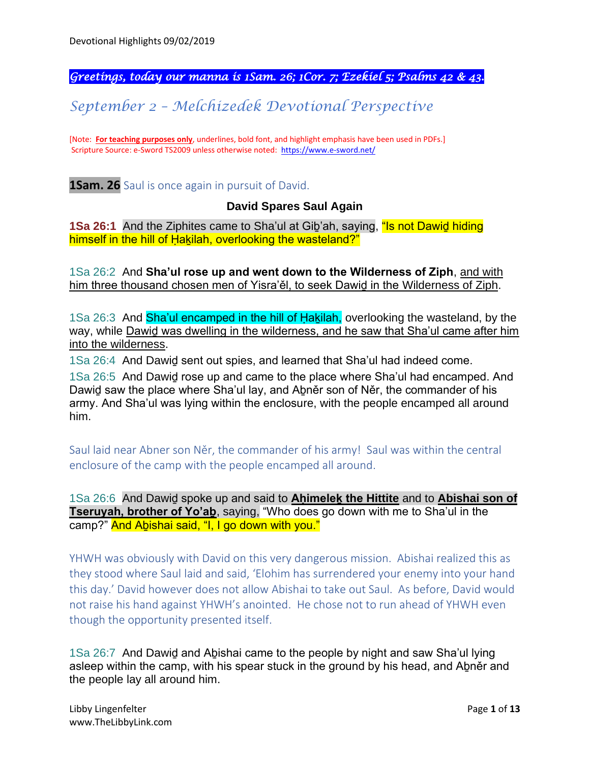*Greetings, today our manna is 1Sam. 26; 1Cor. 7; Ezekiel 5; Psalms 42 & 43.*

## *September 2 – Melchizedek Devotional Perspective*

[Note: **For teaching purposes only**, underlines, bold font, and highlight emphasis have been used in PDFs.]
Scripture Source: e-Sword TS2009 unless otherwise noted: https://www.e-sword.net/

**1Sam. 26** Saul is once again in pursuit of David.

### David Spares Saul Again

**1Sa 26:1** And the Ziphites came to Sha'ul at Giḇ'ah, saying, "Is not Dawiḏ hiding himself in the hill of Ḥaḵilah, overlooking the wasteland?"

1Sa 26:2 And **Sha'ul rose up and went down to the Wilderness of Ziph**, and with him three thousand chosen men of Yisra'ěl, to seek Dawiḏ in the Wilderness of Ziph.

1Sa 26:3 And Sha'ul encamped in the hill of Ḥaḵilah, overlooking the wasteland, by the way, while Dawiḏ was dwelling in the wilderness, and he saw that Sha'ul came after him into the wilderness.

1Sa 26:4 And Dawiḏ sent out spies, and learned that Sha'ul had indeed come.

1Sa 26:5 And Dawiḏ rose up and came to the place where Sha'ul had encamped. And Dawiḏ saw the place where Sha'ul lay, and Aḇněr son of Něr, the commander of his army. And Sha'ul was lying within the enclosure, with the people encamped all around him.

Saul laid near Abner son Něr, the commander of his army! Saul was within the central enclosure of the camp with the people encamped all around.

1Sa 26:6 And Dawiḏ spoke up and said to **Aḥimeleḵ the Hittite** and to **Abishai son of Tseruyah, brother of Yo'aḇ**, saying, "Who does go down with me to Sha'ul in the camp?" And Aḇishai said, "I, I go down with you."

YHWH was obviously with David on this very dangerous mission. Abishai realized this as they stood where Saul laid and said, 'Elohim has surrendered your enemy into your hand this day.' David however does not allow Abishai to take out Saul. As before, David would not raise his hand against YHWH's anointed. He chose not to run ahead of YHWH even though the opportunity presented itself.

1Sa 26:7 And Dawiḏ and Aḇishai came to the people by night and saw Sha'ul lying asleep within the camp, with his spear stuck in the ground by his head, and Aḇněr and the people lay all around him.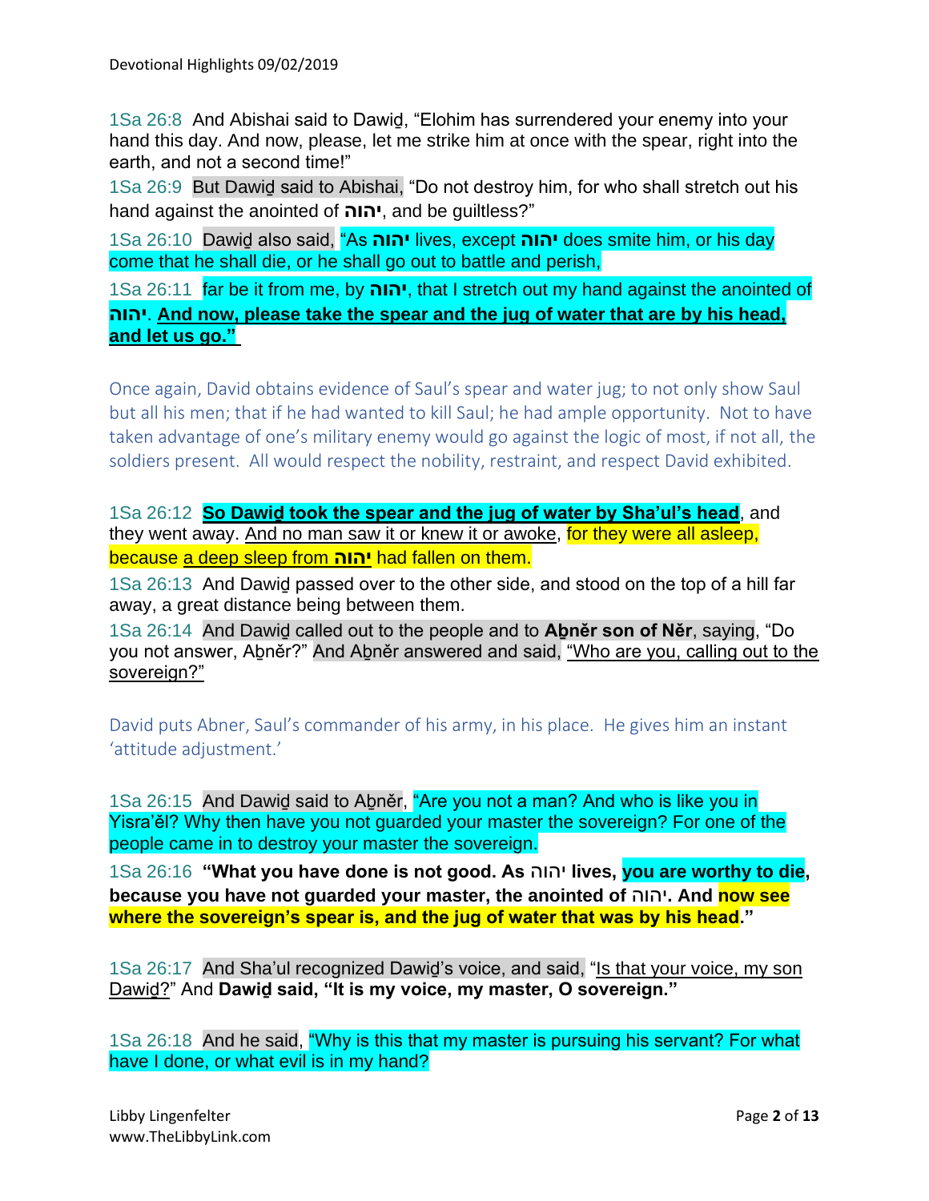1Sa 26:8 And Abishai said to Dawiḏ, “Elohim has surrendered your enemy into your hand this day. And now, please, let me strike him at once with the spear, right into the earth, and not a second time!”

1Sa 26:9 But Dawiḏ said to Abishai, “Do not destroy him, for who shall stretch out his hand against the anointed of **יהוה**, and be guiltless?”

1Sa 26:10 Dawiḏ also said, “As **יהוה** lives, except **יהוה** does smite him, or his day come that he shall die, or he shall go out to battle and perish,

1Sa 26:11 far be it from me, by **יהוה**, that I stretch out my hand against the anointed of **יהוה**. **And now, please take the spear and the jug of water that are by his head, and let us go.”**

Once again, David obtains evidence of Saul’s spear and water jug; to not only show Saul but all his men; that if he had wanted to kill Saul; he had ample opportunity. Not to have taken advantage of one’s military enemy would go against the logic of most, if not all, the soldiers present. All would respect the nobility, restraint, and respect David exhibited.

1Sa 26:12 **So Dawiḏ took the spear and the jug of water by Sha’ul’s head**, and they went away. And no man saw it or knew it or awoke, for they were all asleep, because a deep sleep from **יהוה** had fallen on them.

1Sa 26:13 And Dawiḏ passed over to the other side, and stood on the top of a hill far away, a great distance being between them.

1Sa 26:14 And Dawiḏ called out to the people and to **Aḇněr son of Něr**, saying, “Do you not answer, Aḇněr?” And Aḇněr answered and said, “Who are you, calling out to the sovereign?”

David puts Abner, Saul’s commander of his army, in his place. He gives him an instant ‘attitude adjustment.’

1Sa 26:15 And Dawiḏ said to Aḇněr, “Are you not a man? And who is like you in Yisra’ěl? Why then have you not guarded your master the sovereign? For one of the people came in to destroy your master the sovereign.

1Sa 26:16 **“What you have done is not good. As יהוה lives, you are worthy to die, because you have not guarded your master, the anointed of יהוה. And now see where the sovereign’s spear is, and the jug of water that was by his head.”**

1Sa 26:17 And Sha’ul recognized Dawiḏ’s voice, and said, “Is that your voice, my son Dawiḏ?” And **Dawiḏ said, “It is my voice, my master, O sovereign.”**

1Sa 26:18 And he said, “Why is this that my master is pursuing his servant? For what have I done, or what evil is in my hand?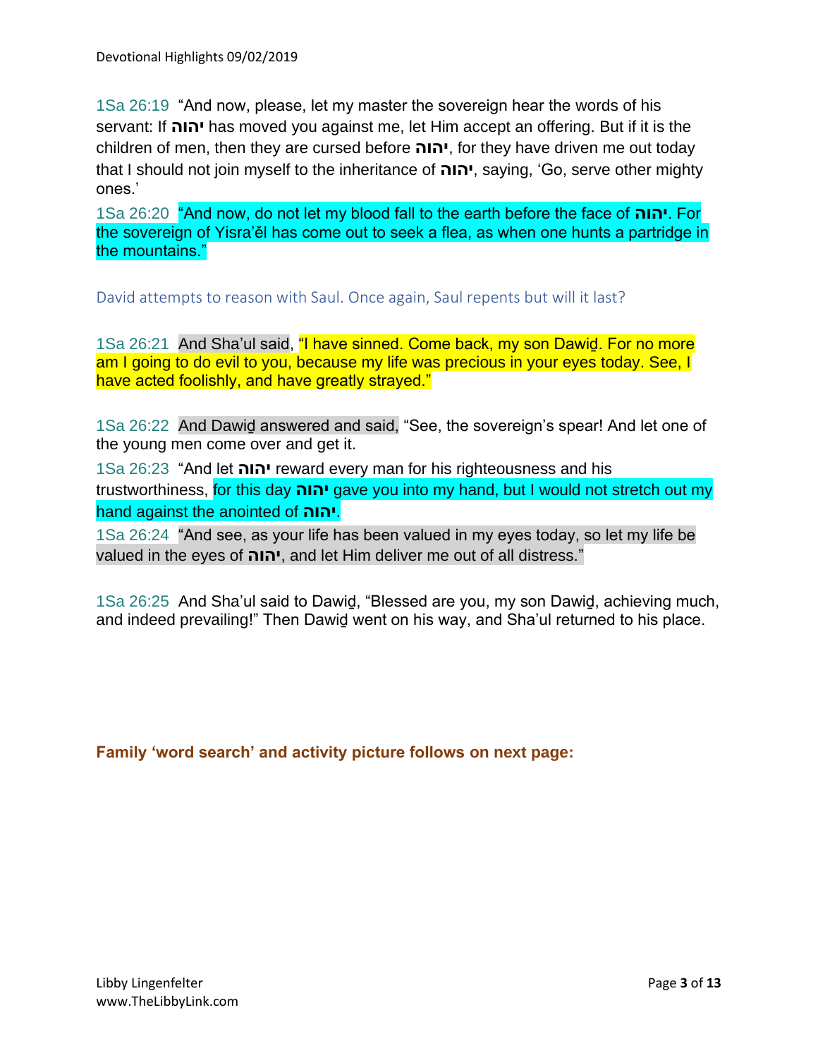1Sa 26:19 "And now, please, let my master the sovereign hear the words of his servant: If **יהוה** has moved you against me, let Him accept an offering. But if it is the children of men, then they are cursed before **יהוה**, for they have driven me out today that I should not join myself to the inheritance of **יהוה**, saying, 'Go, serve other mighty ones.'

1Sa 26:20 "And now, do not let my blood fall to the earth before the face of **יהוה**. For the sovereign of Yisra'ěl has come out to seek a flea, as when one hunts a partridge in the mountains."

David attempts to reason with Saul. Once again, Saul repents but will it last?

1Sa 26:21 And Sha'ul said, "I have sinned. Come back, my son Dawiḏ. For no more am I going to do evil to you, because my life was precious in your eyes today. See, I have acted foolishly, and have greatly strayed."

1Sa 26:22 And Dawiḏ answered and said, "See, the sovereign's spear! And let one of the young men come over and get it.

1Sa 26:23 "And let **יהוה** reward every man for his righteousness and his trustworthiness, for this day **יהוה** gave you into my hand, but I would not stretch out my hand against the anointed of **יהוה**.

1Sa 26:24 "And see, as your life has been valued in my eyes today, so let my life be valued in the eyes of **יהוה**, and let Him deliver me out of all distress."

1Sa 26:25 And Sha'ul said to Dawiḏ, "Blessed are you, my son Dawiḏ, achieving much, and indeed prevailing!" Then Dawiḏ went on his way, and Sha'ul returned to his place.

**Family 'word search' and activity picture follows on next page:**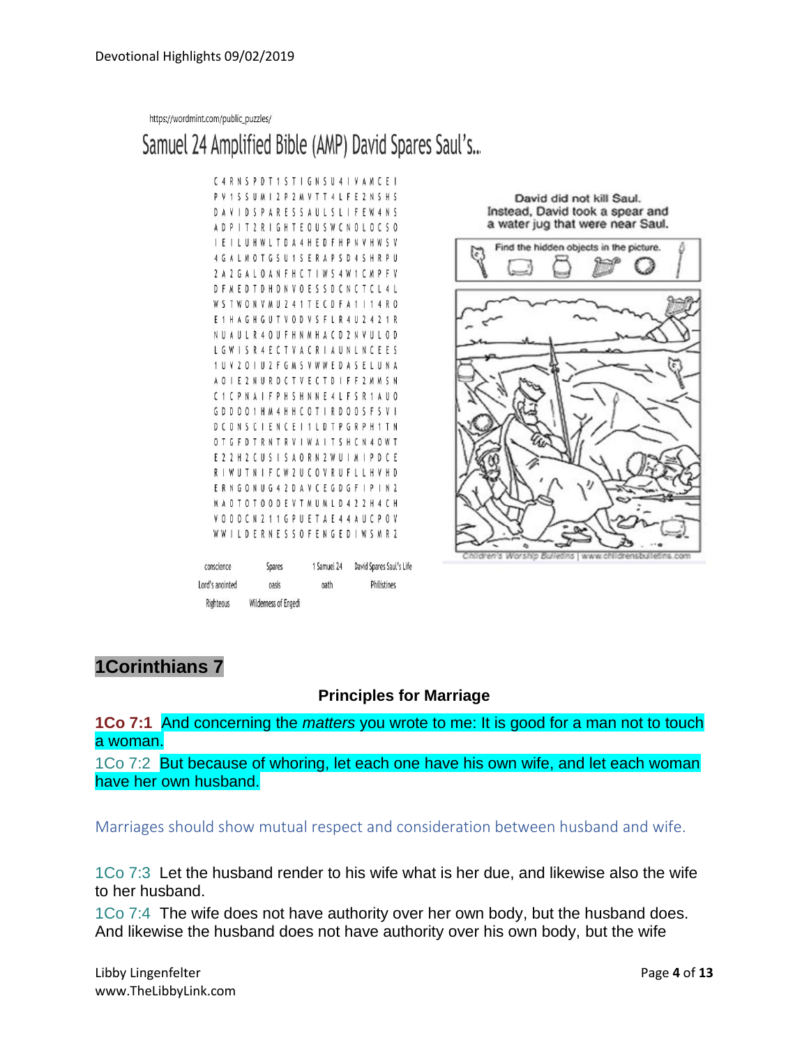https://wordmint.com/public_puzzles/

Samuel 24 Amplified Bible (AMP) David Spares Saul's...

```
C 4 R N S P D T 1 S T I G N S U 4 I V A M C E I
P V 1 S S U M I 2 P 2 M V T T 4 L F E 2 N S H S
D A V I D S P A R E S S A U L S L I F E W 4 N S
A D P I T 2 R I G H T E O U S W C N O L O C S O
I E I L U H W L T D A 4 H E D F H P N V H W S V
4 G A L M O T G S U 1 S E R A P S D 4 S H R P U
2 A 2 G A L O A N F H C T I W S 4 W 1 C M P F V
D F M E D T D H O N V O E S S D C N C T C L 4 L
W S T W O N V M U 2 4 1 T E C D F A 1 I 1 4 R O
E 1 H A G H G U T V O D V S F L R 4 U 2 4 2 1 R
N U A U L R 4 O U F H N M H A C D 2 N V U L O D
L G W I S R 4 E C T V A C R I A U N L N C E E S
1 U V 2 O I U 2 F G M S V W W E D A S E L U N A
A O I E 2 N U R O C T V E C T D I F F 2 M M S N
C 1 C P N A I F P H S H N N E 4 L F S R 1 A U O
G D D O O 1 H M 4 H H C O T I R D O O S F S V I
D C O N S C I E N C E I 1 L D T P G R P H 1 T N
O T G F D T R N T R V I W A I T S H C N 4 O W T
E 2 2 H 2 C U S I S A O R N 2 W U I M I P D C E
R I W U T N I F C W 2 U C O V R U F L L H V H D
E R N G O N U G 4 2 D A V C E G D G F I P I N 2
M A O T O T O O D E V T M U M L D 4 2 2 H 4 C H
V O O D C N 2 1 1 G P U E T A E 4 4 A U C P O V
W W I L D E R N E S S O F E N G E D I W S M R 2
```

| conscience | Spares | 1 Samuel 24 | David Spares Saul's Life |
|---|---|---|---|
| Lord's anointed | oasis | oath | Philistines |
| Righteous | Wilderness of Engedi | | |

David did not kill Saul. Instead, David took a spear and a water jug that were near Saul.

Find the hidden objects in the picture.

Children's Worship Bulletins | www.childrensbulletins.com

## 1Corinthians 7

### Principles for Marriage

**1Co 7:1** And concerning the *matters* you wrote to me: It is good for a man not to touch a woman.

1Co 7:2 But because of whoring, let each one have his own wife, and let each woman have her own husband.

Marriages should show mutual respect and consideration between husband and wife.

1Co 7:3 Let the husband render to his wife what is her due, and likewise also the wife to her husband.

1Co 7:4 The wife does not have authority over her own body, but the husband does. And likewise the husband does not have authority over his own body, but the wife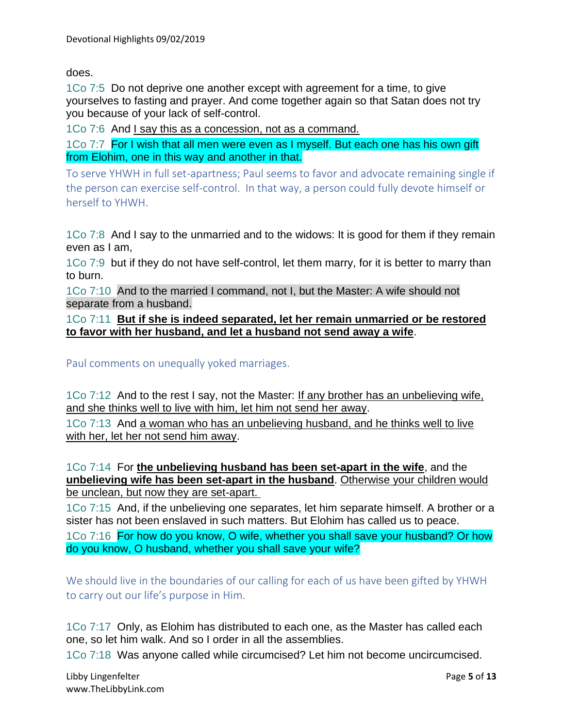does.

1Co 7:5  Do not deprive one another except with agreement for a time, to give yourselves to fasting and prayer. And come together again so that Satan does not try you because of your lack of self-control.

1Co 7:6  And I say this as a concession, not as a command.

1Co 7:7  For I wish that all men were even as I myself. But each one has his own gift from Elohim, one in this way and another in that.

To serve YHWH in full set-apartness; Paul seems to favor and advocate remaining single if the person can exercise self-control.  In that way, a person could fully devote himself or herself to YHWH.

1Co 7:8  And I say to the unmarried and to the widows: It is good for them if they remain even as I am,

1Co 7:9  but if they do not have self-control, let them marry, for it is better to marry than to burn.

1Co 7:10  And to the married I command, not I, but the Master: A wife should not separate from a husband.

1Co 7:11  **But if she is indeed separated, let her remain unmarried or be restored to favor with her husband, and let a husband not send away a wife**.

Paul comments on unequally yoked marriages.

1Co 7:12  And to the rest I say, not the Master: If any brother has an unbelieving wife, and she thinks well to live with him, let him not send her away.

1Co 7:13  And a woman who has an unbelieving husband, and he thinks well to live with her, let her not send him away.

1Co 7:14  For **the unbelieving husband has been set-apart in the wife**, and the **unbelieving wife has been set-apart in the husband**. Otherwise your children would be unclean, but now they are set-apart.

1Co 7:15  And, if the unbelieving one separates, let him separate himself. A brother or a sister has not been enslaved in such matters. But Elohim has called us to peace.

1Co 7:16  For how do you know, O wife, whether you shall save your husband? Or how do you know, O husband, whether you shall save your wife?

We should live in the boundaries of our calling for each of us have been gifted by YHWH to carry out our life's purpose in Him.

1Co 7:17  Only, as Elohim has distributed to each one, as the Master has called each one, so let him walk. And so I order in all the assemblies.

1Co 7:18  Was anyone called while circumcised? Let him not become uncircumcised.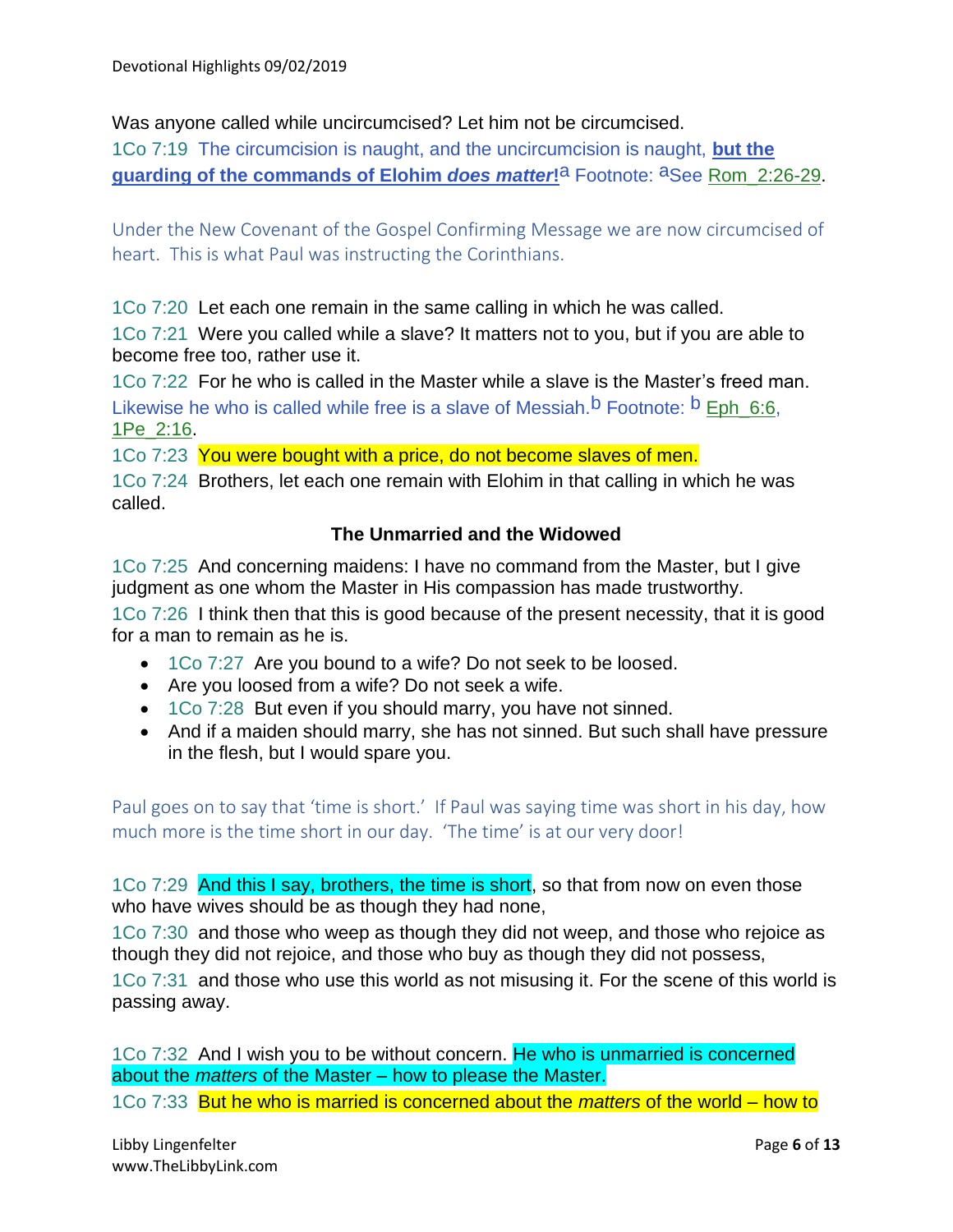Was anyone called while uncircumcised? Let him not be circumcised.

1Co 7:19 The circumcision is naught, and the uncircumcision is naught, **but the guarding of the commands of Elohim *does matter*!**[a] Footnote: [a]See Rom_2:26-29.

Under the New Covenant of the Gospel Confirming Message we are now circumcised of heart. This is what Paul was instructing the Corinthians.

1Co 7:20 Let each one remain in the same calling in which he was called.

1Co 7:21 Were you called while a slave? It matters not to you, but if you are able to become free too, rather use it.

1Co 7:22 For he who is called in the Master while a slave is the Master's freed man. Likewise he who is called while free is a slave of Messiah.[b] Footnote: [b] Eph_6:6, 1Pe_2:16.

1Co 7:23 You were bought with a price, do not become slaves of men.

1Co 7:24 Brothers, let each one remain with Elohim in that calling in which he was called.

### The Unmarried and the Widowed

1Co 7:25 And concerning maidens: I have no command from the Master, but I give judgment as one whom the Master in His compassion has made trustworthy.

1Co 7:26 I think then that this is good because of the present necessity, that it is good for a man to remain as he is.

- 1Co 7:27 Are you bound to a wife? Do not seek to be loosed.
- Are you loosed from a wife? Do not seek a wife.
- 1Co 7:28 But even if you should marry, you have not sinned.
- And if a maiden should marry, she has not sinned. But such shall have pressure in the flesh, but I would spare you.

Paul goes on to say that 'time is short.' If Paul was saying time was short in his day, how much more is the time short in our day. 'The time' is at our very door!

1Co 7:29 And this I say, brothers, the time is short, so that from now on even those who have wives should be as though they had none,

1Co 7:30 and those who weep as though they did not weep, and those who rejoice as though they did not rejoice, and those who buy as though they did not possess,

1Co 7:31 and those who use this world as not misusing it. For the scene of this world is passing away.

1Co 7:32 And I wish you to be without concern. He who is unmarried is concerned about the *matters* of the Master – how to please the Master.

1Co 7:33 But he who is married is concerned about the *matters* of the world – how to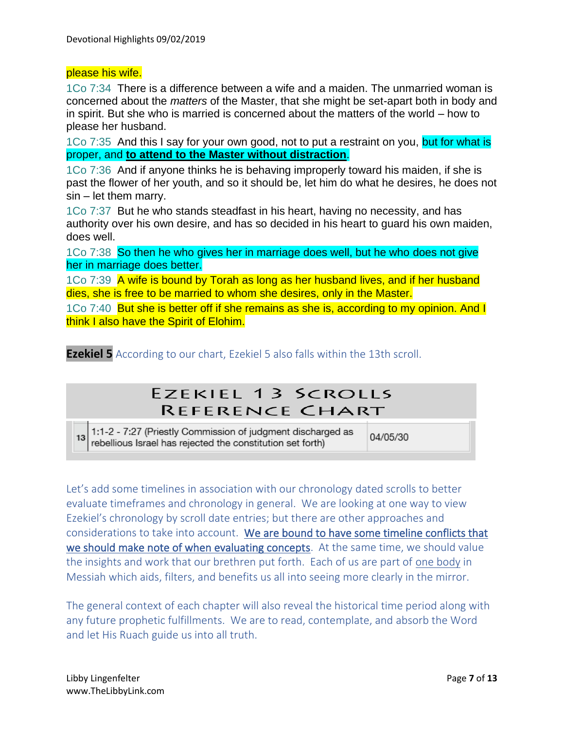please his wife.

1Co 7:34 There is a difference between a wife and a maiden. The unmarried woman is concerned about the *matters* of the Master, that she might be set-apart both in body and in spirit. But she who is married is concerned about the matters of the world – how to please her husband.

1Co 7:35 And this I say for your own good, not to put a restraint on you, but for what is proper, and **to attend to the Master without distraction**.

1Co 7:36 And if anyone thinks he is behaving improperly toward his maiden, if she is past the flower of her youth, and so it should be, let him do what he desires, he does not sin – let them marry.

1Co 7:37 But he who stands steadfast in his heart, having no necessity, and has authority over his own desire, and has so decided in his heart to guard his own maiden, does well.

1Co 7:38 So then he who gives her in marriage does well, but he who does not give her in marriage does better.

1Co 7:39 A wife is bound by Torah as long as her husband lives, and if her husband dies, she is free to be married to whom she desires, only in the Master.

1Co 7:40 But she is better off if she remains as she is, according to my opinion. And I think I also have the Spirit of Elohim.

**Ezekiel 5** According to our chart, Ezekiel 5 also falls within the 13th scroll.

| Ezekiel 13 Scrolls Reference Chart | | |
|---|---|---|
| 13 | 1:1-2 - 7:27 (Priestly Commission of judgment discharged as rebellious Israel has rejected the constitution set forth) | 04/05/30 |

Let's add some timelines in association with our chronology dated scrolls to better evaluate timeframes and chronology in general. We are looking at one way to view Ezekiel's chronology by scroll date entries; but there are other approaches and considerations to take into account. We are bound to have some timeline conflicts that we should make note of when evaluating concepts. At the same time, we should value the insights and work that our brethren put forth. Each of us are part of one body in Messiah which aids, filters, and benefits us all into seeing more clearly in the mirror.

The general context of each chapter will also reveal the historical time period along with any future prophetic fulfillments. We are to read, contemplate, and absorb the Word and let His Ruach guide us into all truth.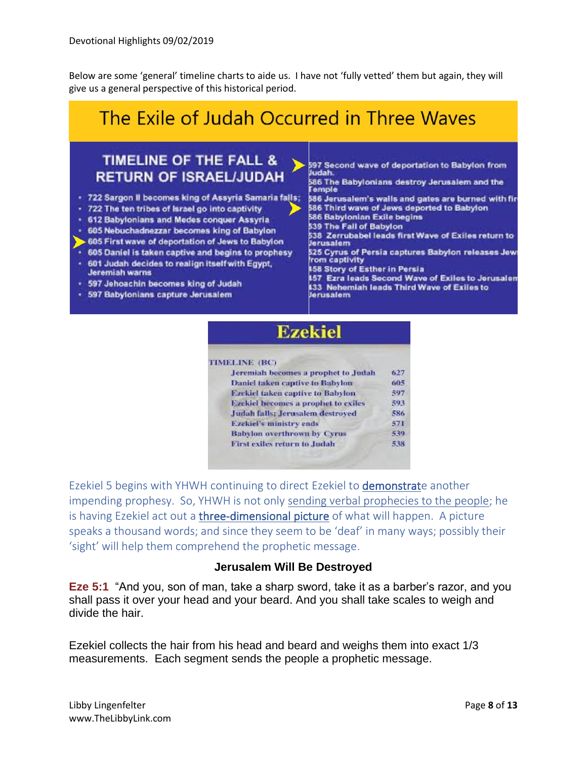Devotional Highlights 09/02/2019

Below are some 'general' timeline charts to aide us. I have not 'fully vetted' them but again, they will give us a general perspective of this historical period.

## The Exile of Judah Occurred in Three Waves

### TIMELINE OF THE FALL & RETURN OF ISRAEL/JUDAH

- 722 Sargon II becomes king of Assyria Samaria falls;
- 722 The ten tribes of Israel go into captivity
- 612 Babylonians and Medes conquer Assyria
- 605 Nebuchadnezzar becomes king of Babylon
- 605 First wave of deportation of Jews to Babylon
- 605 Daniel is taken captive and begins to prophesy
- 601 Judah decides to realign itself with Egypt, Jeremiah warns
- 597 Jehoachin becomes king of Judah
- 597 Babylonians capture Jerusalem

597 Second wave of deportation to Babylon from Judah.
586 The Babylonians destroy Jerusalem and the Temple
586 Jerusalem's walls and gates are burned with fir
586 Third wave of Jews deported to Babylon
586 Babylonian Exile begins
539 The Fall of Babylon
538 Zerrubabel leads first Wave of Exiles return to Jerusalem
525 Cyrus of Persia captures Babylon releases Jew from captivity
458 Story of Esther in Persia
457 Ezra leads Second Wave of Exiles to Jerusalem
433 Nehemiah leads Third Wave of Exiles to Jerusalem

## Ezekiel

TIMELINE (BC)

| Event | Year |
|---|---|
| Jeremiah becomes a prophet to Judah | 627 |
| Daniel taken captive to Babylon | 605 |
| Ezekiel taken captive to Babylon | 597 |
| Ezekiel becomes a prophet to exiles | 593 |
| Judah falls; Jerusalem destroyed | 586 |
| Ezekiel's ministry ends | 571 |
| Babylon overthrown by Cyrus | 539 |
| First exiles return to Judah | 538 |

Ezekiel 5 begins with YHWH continuing to direct Ezekiel to demonstrate another impending prophesy. So, YHWH is not only sending verbal prophecies to the people; he is having Ezekiel act out a three-dimensional picture of what will happen. A picture speaks a thousand words; and since they seem to be 'deaf' in many ways; possibly their 'sight' will help them comprehend the prophetic message.

### Jerusalem Will Be Destroyed

**Eze 5:1** "And you, son of man, take a sharp sword, take it as a barber's razor, and you shall pass it over your head and your beard. And you shall take scales to weigh and divide the hair.

Ezekiel collects the hair from his head and beard and weighs them into exact 1/3 measurements. Each segment sends the people a prophetic message.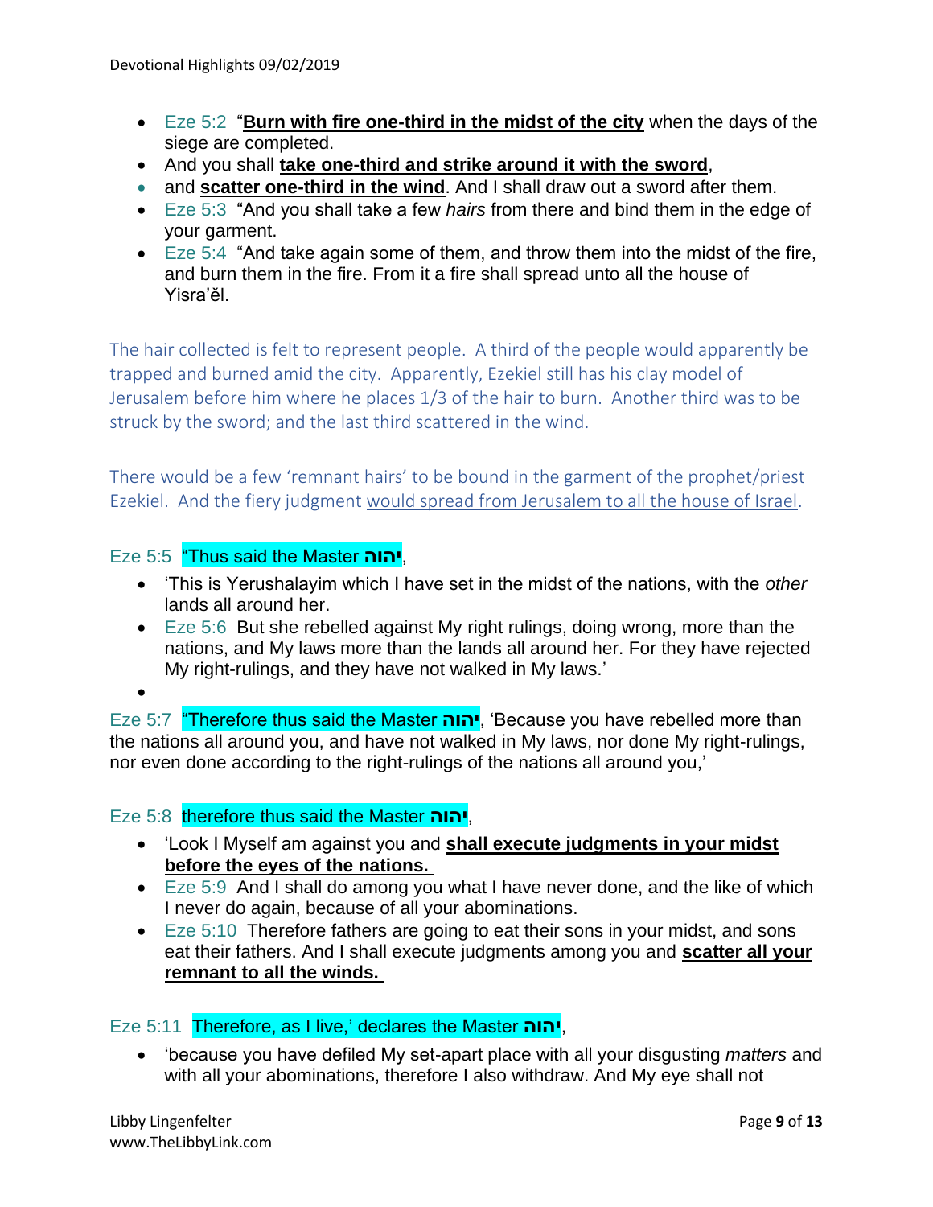- Eze 5:2 “**Burn with fire one-third in the midst of the city** when the days of the siege are completed.
- And you shall **take one-third and strike around it with the sword**,
- and **scatter one-third in the wind**. And I shall draw out a sword after them.
- Eze 5:3 “And you shall take a few *hairs* from there and bind them in the edge of your garment.
- Eze 5:4 “And take again some of them, and throw them into the midst of the fire, and burn them in the fire. From it a fire shall spread unto all the house of Yisra’ěl.

The hair collected is felt to represent people. A third of the people would apparently be trapped and burned amid the city. Apparently, Ezekiel still has his clay model of Jerusalem before him where he places 1/3 of the hair to burn. Another third was to be struck by the sword; and the last third scattered in the wind.

There would be a few ‘remnant hairs’ to be bound in the garment of the prophet/priest Ezekiel. And the fiery judgment would spread from Jerusalem to all the house of Israel.

Eze 5:5 “Thus said the Master **יהוה**,

- ‘This is Yerushalayim which I have set in the midst of the nations, with the *other* lands all around her.
- Eze 5:6 But she rebelled against My right rulings, doing wrong, more than the nations, and My laws more than the lands all around her. For they have rejected My right-rulings, and they have not walked in My laws.’

Eze 5:7 “Therefore thus said the Master **יהוה**, ‘Because you have rebelled more than the nations all around you, and have not walked in My laws, nor done My right-rulings, nor even done according to the right-rulings of the nations all around you,’

Eze 5:8 therefore thus said the Master **יהוה**,

- ‘Look I Myself am against you and **shall execute judgments in your midst before the eyes of the nations.**
- Eze 5:9 And I shall do among you what I have never done, and the like of which I never do again, because of all your abominations.
- Eze 5:10 Therefore fathers are going to eat their sons in your midst, and sons eat their fathers. And I shall execute judgments among you and **scatter all your remnant to all the winds.**

Eze 5:11 Therefore, as I live,’ declares the Master **יהוה**,

- ‘because you have defiled My set-apart place with all your disgusting *matters* and with all your abominations, therefore I also withdraw. And My eye shall not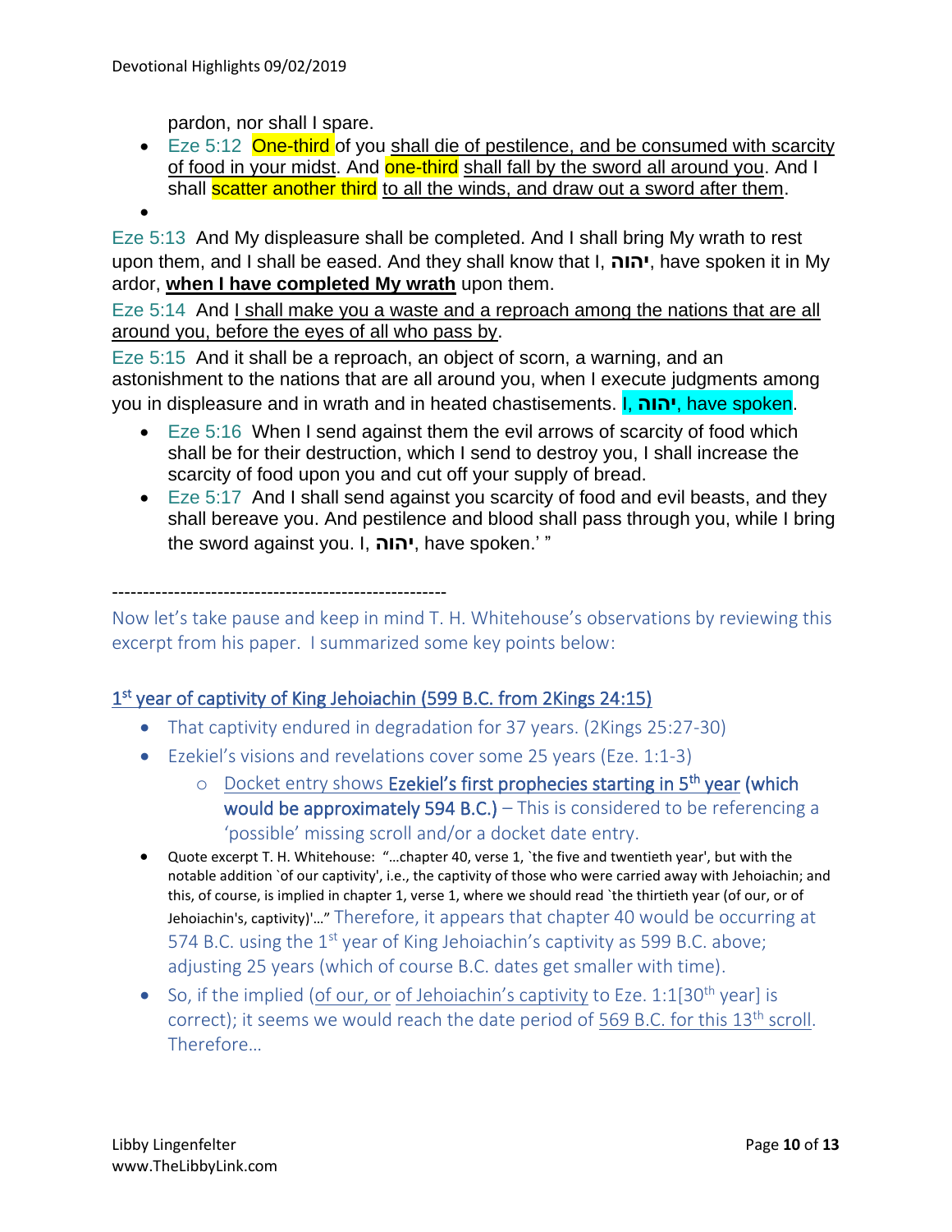pardon, nor shall I spare.

- Eze 5:12 One-third of you shall die of pestilence, and be consumed with scarcity of food in your midst. And one-third shall fall by the sword all around you. And I shall scatter another third to all the winds, and draw out a sword after them.
-

Eze 5:13 And My displeasure shall be completed. And I shall bring My wrath to rest upon them, and I shall be eased. And they shall know that I, **יהוה**, have spoken it in My ardor, **when I have completed My wrath** upon them.

Eze 5:14 And I shall make you a waste and a reproach among the nations that are all around you, before the eyes of all who pass by.

Eze 5:15 And it shall be a reproach, an object of scorn, a warning, and an astonishment to the nations that are all around you, when I execute judgments among you in displeasure and in wrath and in heated chastisements. I, **יהוה**, have spoken.

- Eze 5:16 When I send against them the evil arrows of scarcity of food which shall be for their destruction, which I send to destroy you, I shall increase the scarcity of food upon you and cut off your supply of bread.
- Eze 5:17 And I shall send against you scarcity of food and evil beasts, and they shall bereave you. And pestilence and blood shall pass through you, while I bring the sword against you. I, **יהוה**, have spoken.' "

------------------------------------------------------

Now let's take pause and keep in mind T. H. Whitehouse's observations by reviewing this excerpt from his paper. I summarized some key points below:

1st year of captivity of King Jehoiachin (599 B.C. from 2Kings 24:15)

- That captivity endured in degradation for 37 years. (2Kings 25:27-30)
- Ezekiel's visions and revelations cover some 25 years (Eze. 1:1-3)
  - Docket entry shows **Ezekiel's first prophecies starting in 5th year (which would be approximately 594 B.C.)** – This is considered to be referencing a 'possible' missing scroll and/or a docket date entry.
- Quote excerpt T. H. Whitehouse: "…chapter 40, verse 1, `the five and twentieth year', but with the notable addition `of our captivity', i.e., the captivity of those who were carried away with Jehoiachin; and this, of course, is implied in chapter 1, verse 1, where we should read `the thirtieth year (of our, or of Jehoiachin's, captivity)'…" Therefore, it appears that chapter 40 would be occurring at 574 B.C. using the 1st year of King Jehoiachin's captivity as 599 B.C. above; adjusting 25 years (which of course B.C. dates get smaller with time).
- So, if the implied (of our, or of Jehoiachin's captivity to Eze. 1:1[30th year] is correct); it seems we would reach the date period of 569 B.C. for this 13th scroll. Therefore…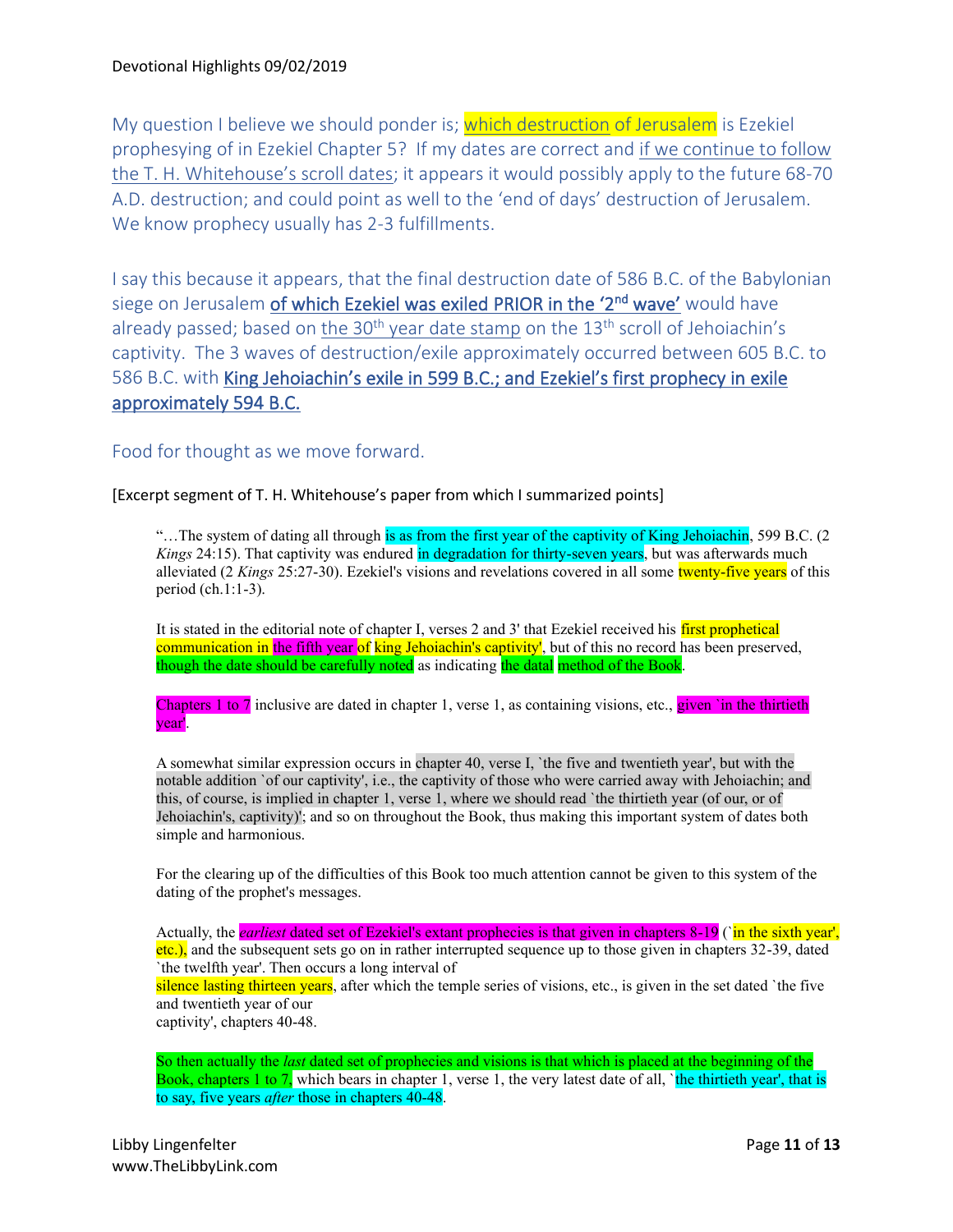My question I believe we should ponder is; which destruction of Jerusalem is Ezekiel prophesying of in Ezekiel Chapter 5? If my dates are correct and if we continue to follow the T. H. Whitehouse's scroll dates; it appears it would possibly apply to the future 68-70 A.D. destruction; and could point as well to the 'end of days' destruction of Jerusalem. We know prophecy usually has 2-3 fulfillments.

I say this because it appears, that the final destruction date of 586 B.C. of the Babylonian siege on Jerusalem **of which Ezekiel was exiled PRIOR in the '2nd wave'** would have already passed; based on the 30th year date stamp on the 13th scroll of Jehoiachin's captivity. The 3 waves of destruction/exile approximately occurred between 605 B.C. to 586 B.C. with **King Jehoiachin's exile in 599 B.C.; and Ezekiel's first prophecy in exile approximately 594 B.C.**

Food for thought as we move forward.

[Excerpt segment of T. H. Whitehouse's paper from which I summarized points]

> "…The system of dating all through is as from the first year of the captivity of King Jehoiachin, 599 B.C. (2 *Kings* 24:15). That captivity was endured in degradation for thirty-seven years, but was afterwards much alleviated (2 *Kings* 25:27-30). Ezekiel's visions and revelations covered in all some twenty-five years of this period (ch.1:1-3).
>
> It is stated in the editorial note of chapter I, verses 2 and 3' that Ezekiel received his first prophetical communication in the fifth year of king Jehoiachin's captivity', but of this no record has been preserved, though the date should be carefully noted as indicating the datal method of the Book.
>
> Chapters 1 to 7 inclusive are dated in chapter 1, verse 1, as containing visions, etc., given `in the thirtieth year'.
>
> A somewhat similar expression occurs in chapter 40, verse I, `the five and twentieth year', but with the notable addition `of our captivity', i.e., the captivity of those who were carried away with Jehoiachin; and this, of course, is implied in chapter 1, verse 1, where we should read `the thirtieth year (of our, or of Jehoiachin's, captivity)'; and so on throughout the Book, thus making this important system of dates both simple and harmonious.
>
> For the clearing up of the difficulties of this Book too much attention cannot be given to this system of the dating of the prophet's messages.
>
> Actually, the *earliest* dated set of Ezekiel's extant prophecies is that given in chapters 8-19 (`in the sixth year', etc.), and the subsequent sets go on in rather interrupted sequence up to those given in chapters 32-39, dated `the twelfth year'. Then occurs a long interval of silence lasting thirteen years, after which the temple series of visions, etc., is given in the set dated `the five and twentieth year of our captivity', chapters 40-48.
>
> So then actually the *last* dated set of prophecies and visions is that which is placed at the beginning of the Book, chapters 1 to 7, which bears in chapter 1, verse 1, the very latest date of all, `the thirtieth year', that is to say, five years *after* those in chapters 40-48.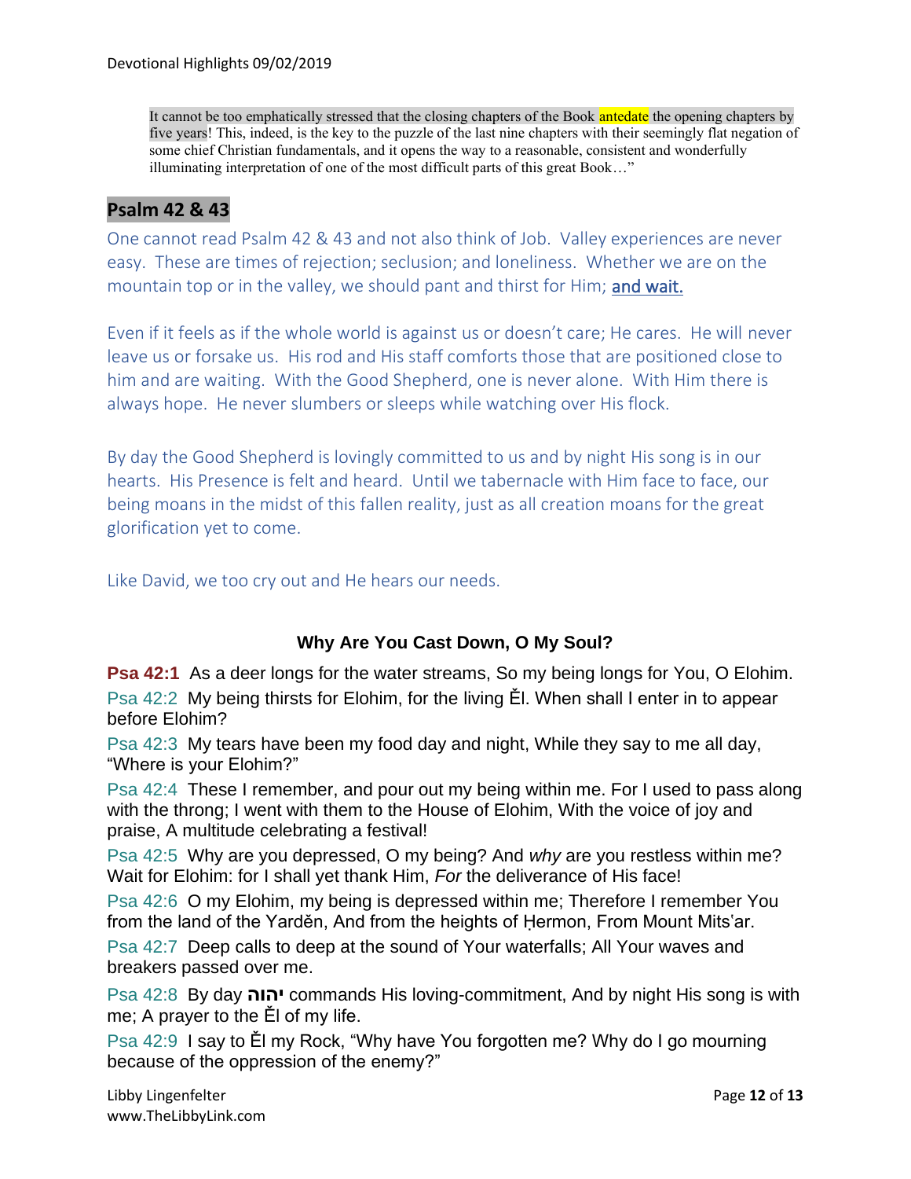It cannot be too emphatically stressed that the closing chapters of the Book antedate the opening chapters by five years! This, indeed, is the key to the puzzle of the last nine chapters with their seemingly flat negation of some chief Christian fundamentals, and it opens the way to a reasonable, consistent and wonderfully illuminating interpretation of one of the most difficult parts of this great Book…"

## Psalm 42 & 43

One cannot read Psalm 42 & 43 and not also think of Job. Valley experiences are never easy. These are times of rejection; seclusion; and loneliness. Whether we are on the mountain top or in the valley, we should pant and thirst for Him; **and wait.**

Even if it feels as if the whole world is against us or doesn't care; He cares. He will never leave us or forsake us. His rod and His staff comforts those that are positioned close to him and are waiting. With the Good Shepherd, one is never alone. With Him there is always hope. He never slumbers or sleeps while watching over His flock.

By day the Good Shepherd is lovingly committed to us and by night His song is in our hearts. His Presence is felt and heard. Until we tabernacle with Him face to face, our being moans in the midst of this fallen reality, just as all creation moans for the great glorification yet to come.

Like David, we too cry out and He hears our needs.

### Why Are You Cast Down, O My Soul?

**Psa 42:1** As a deer longs for the water streams, So my being longs for You, O Elohim.

Psa 42:2 My being thirsts for Elohim, for the living Ěl. When shall I enter in to appear before Elohim?

Psa 42:3 My tears have been my food day and night, While they say to me all day, "Where is your Elohim?"

Psa 42:4 These I remember, and pour out my being within me. For I used to pass along with the throng; I went with them to the House of Elohim, With the voice of joy and praise, A multitude celebrating a festival!

Psa 42:5 Why are you depressed, O my being? And *why* are you restless within me? Wait for Elohim: for I shall yet thank Him, *For* the deliverance of His face!

Psa 42:6 O my Elohim, my being is depressed within me; Therefore I remember You from the land of the Yarděn, And from the heights of Ḥermon, From Mount Mitsʼar.

Psa 42:7 Deep calls to deep at the sound of Your waterfalls; All Your waves and breakers passed over me.

Psa 42:8 By day **יהוה** commands His loving-commitment, And by night His song is with me; A prayer to the Ěl of my life.

Psa 42:9 I say to Ěl my Rock, "Why have You forgotten me? Why do I go mourning because of the oppression of the enemy?"

Libby Lingenfelter
www.TheLibbyLink.com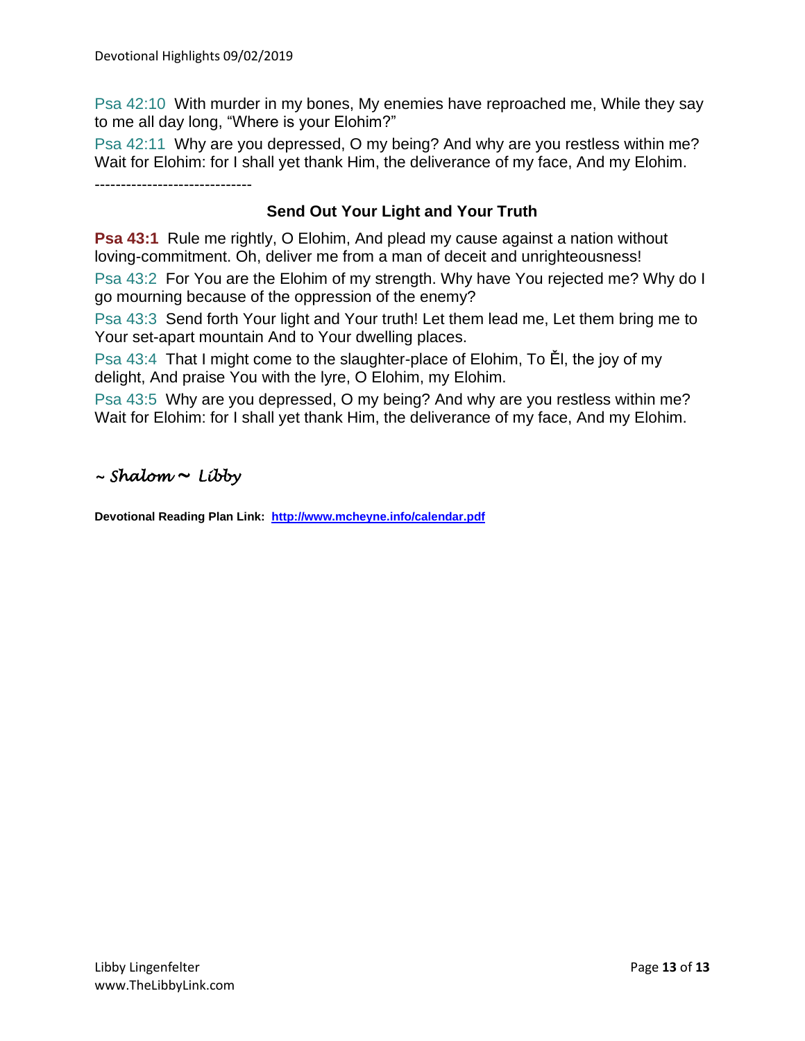Psa 42:10 With murder in my bones, My enemies have reproached me, While they say to me all day long, “Where is your Elohim?”

Psa 42:11 Why are you depressed, O my being? And why are you restless within me? Wait for Elohim: for I shall yet thank Him, the deliverance of my face, And my Elohim.

------------------------------

### Send Out Your Light and Your Truth

**Psa 43:1** Rule me rightly, O Elohim, And plead my cause against a nation without loving-commitment. Oh, deliver me from a man of deceit and unrighteousness!

Psa 43:2 For You are the Elohim of my strength. Why have You rejected me? Why do I go mourning because of the oppression of the enemy?

Psa 43:3 Send forth Your light and Your truth! Let them lead me, Let them bring me to Your set-apart mountain And to Your dwelling places.

Psa 43:4 That I might come to the slaughter-place of Elohim, To Ěl, the joy of my delight, And praise You with the lyre, O Elohim, my Elohim.

Psa 43:5 Why are you depressed, O my being? And why are you restless within me? Wait for Elohim: for I shall yet thank Him, the deliverance of my face, And my Elohim.

*~ Shalom ~ Libby*

**Devotional Reading Plan Link: [http://www.mcheyne.info/calendar.pdf](http://www.mcheyne.info/calendar.pdf)**